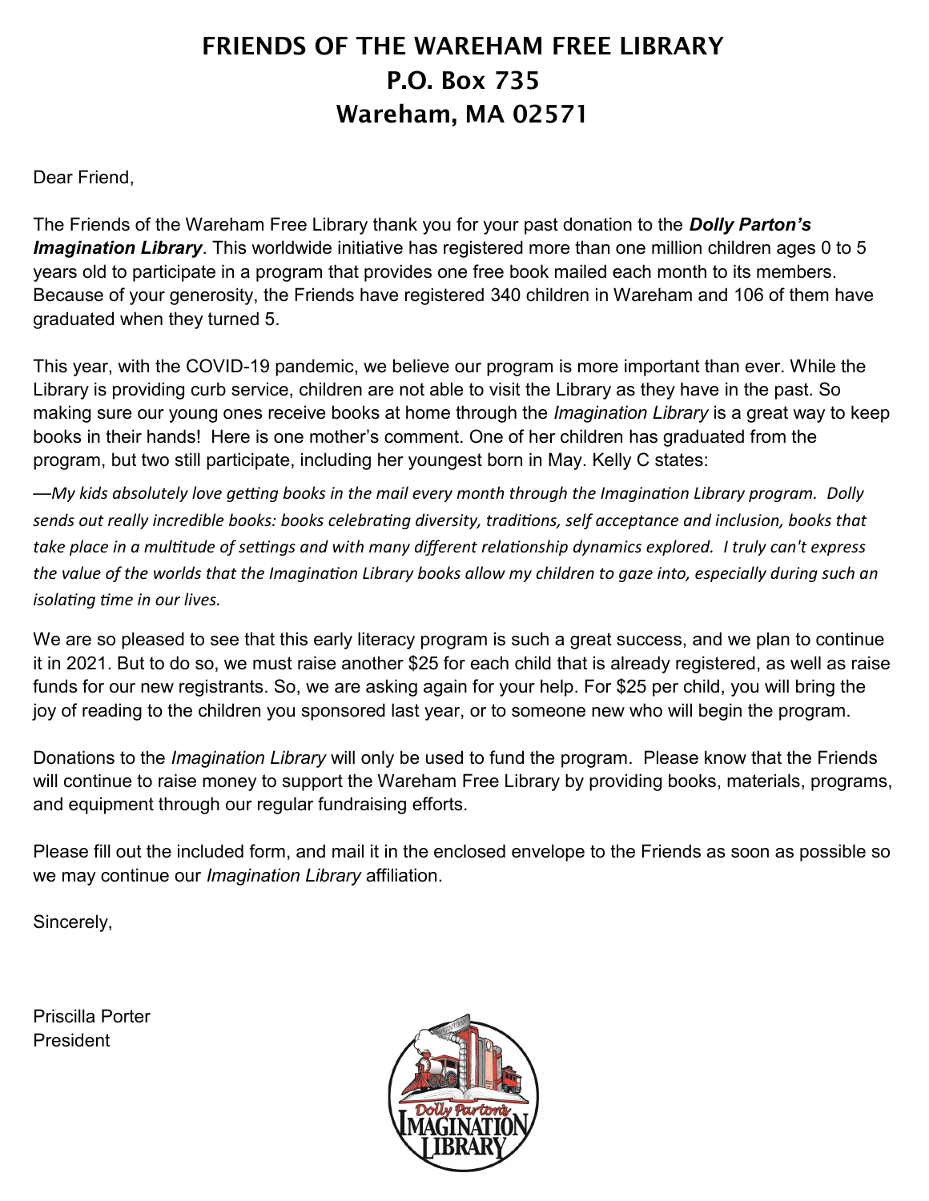# FRIENDS OF THE WAREHAM FREE LIBRARY
# P.O. Box 735
# Wareham, MA 02571

Dear Friend,

The Friends of the Wareham Free Library thank you for your past donation to the ***Dolly Parton's Imagination Library***. This worldwide initiative has registered more than one million children ages 0 to 5 years old to participate in a program that provides one free book mailed each month to its members. Because of your generosity, the Friends have registered 340 children in Wareham and 106 of them have graduated when they turned 5.

This year, with the COVID-19 pandemic, we believe our program is more important than ever. While the Library is providing curb service, children are not able to visit the Library as they have in the past. So making sure our young ones receive books at home through the *Imagination Library* is a great way to keep books in their hands! Here is one mother's comment. One of her children has graduated from the program, but two still participate, including her youngest born in May. Kelly C states:

*—My kids absolutely love getting books in the mail every month through the Imagination Library program. Dolly sends out really incredible books: books celebrating diversity, traditions, self acceptance and inclusion, books that take place in a multitude of settings and with many different relationship dynamics explored. I truly can't express the value of the worlds that the Imagination Library books allow my children to gaze into, especially during such an isolating time in our lives.*

We are so pleased to see that this early literacy program is such a great success, and we plan to continue it in 2021. But to do so, we must raise another $25 for each child that is already registered, as well as raise funds for our new registrants. So, we are asking again for your help. For $25 per child, you will bring the joy of reading to the children you sponsored last year, or to someone new who will begin the program.

Donations to the *Imagination Library* will only be used to fund the program. Please know that the Friends will continue to raise money to support the Wareham Free Library by providing books, materials, programs, and equipment through our regular fundraising efforts.

Please fill out the included form, and mail it in the enclosed envelope to the Friends as soon as possible so we may continue our *Imagination Library* affiliation.

Sincerely,

Priscilla Porter
President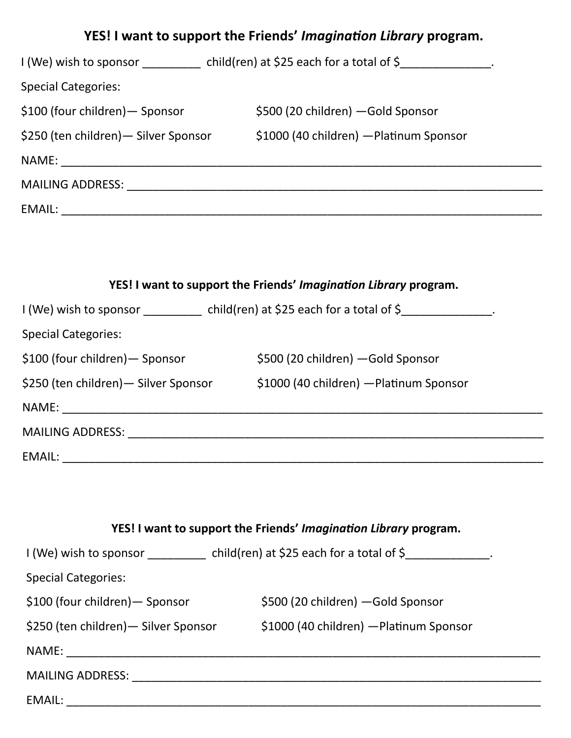**YES! I want to support the Friends' *Imagination Library* program.**

I (We) wish to sponsor _________ child(ren) at $25 each for a total of $______________.

Special Categories:

$100 (four children)— Sponsor

$250 (ten children)— Silver Sponsor

$500 (20 children) —Gold Sponsor

$1000 (40 children) —Platinum Sponsor

NAME: ____________________________________________________________________________

MAILING ADDRESS: _________________________________________________________________

EMAIL: ____________________________________________________________________________

**YES! I want to support the Friends' *Imagination Library* program.**

I (We) wish to sponsor _________ child(ren) at $25 each for a total of $______________.

Special Categories:

$100 (four children)— Sponsor

$250 (ten children)— Silver Sponsor

$500 (20 children) —Gold Sponsor

$1000 (40 children) —Platinum Sponsor

NAME: ____________________________________________________________________________

MAILING ADDRESS: _________________________________________________________________

EMAIL: ____________________________________________________________________________

**YES! I want to support the Friends' *Imagination Library* program.**

I (We) wish to sponsor _________ child(ren) at $25 each for a total of $_____________.

Special Categories:

$100 (four children)— Sponsor

$250 (ten children)— Silver Sponsor

$500 (20 children) —Gold Sponsor

$1000 (40 children) —Platinum Sponsor

NAME: ____________________________________________________________________________

MAILING ADDRESS: _________________________________________________________________

EMAIL: ____________________________________________________________________________